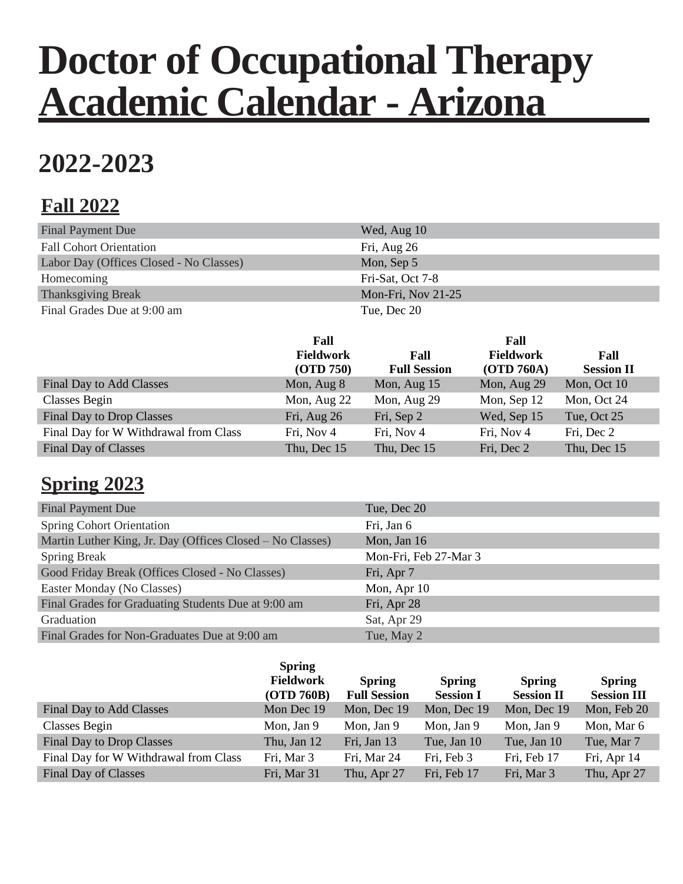# Doctor of Occupational Therapy Academic Calendar - Arizona

## 2022-2023

### Fall 2022

| | |
|---|---|
| Final Payment Due | Wed, Aug 10 |
| Fall Cohort Orientation | Fri, Aug 26 |
| Labor Day (Offices Closed - No Classes) | Mon, Sep 5 |
| Homecoming | Fri-Sat, Oct 7-8 |
| Thanksgiving Break | Mon-Fri, Nov 21-25 |
| Final Grades Due at 9:00 am | Tue, Dec 20 |

| | Fall Fieldwork (OTD 750) | Fall Full Session | Fall Fieldwork (OTD 760A) | Fall Session II |
|---|---|---|---|---|
| Final Day to Add Classes | Mon, Aug 8 | Mon, Aug 15 | Mon, Aug 29 | Mon, Oct 10 |
| Classes Begin | Mon, Aug 22 | Mon, Aug 29 | Mon, Sep 12 | Mon, Oct 24 |
| Final Day to Drop Classes | Fri, Aug 26 | Fri, Sep 2 | Wed, Sep 15 | Tue, Oct 25 |
| Final Day for W Withdrawal from Class | Fri, Nov 4 | Fri, Nov 4 | Fri, Nov 4 | Fri, Dec 2 |
| Final Day of Classes | Thu, Dec 15 | Thu, Dec 15 | Fri, Dec 2 | Thu, Dec 15 |

### Spring 2023

| | |
|---|---|
| Final Payment Due | Tue, Dec 20 |
| Spring Cohort Orientation | Fri, Jan 6 |
| Martin Luther King, Jr. Day (Offices Closed – No Classes) | Mon, Jan 16 |
| Spring Break | Mon-Fri, Feb 27-Mar 3 |
| Good Friday Break (Offices Closed - No Classes) | Fri, Apr 7 |
| Easter Monday (No Classes) | Mon, Apr 10 |
| Final Grades for Graduating Students Due at 9:00 am | Fri, Apr 28 |
| Graduation | Sat, Apr 29 |
| Final Grades for Non-Graduates Due at 9:00 am | Tue, May 2 |

| | Spring Fieldwork (OTD 760B) | Spring Full Session | Spring Session I | Spring Session II | Spring Session III |
|---|---|---|---|---|---|
| Final Day to Add Classes | Mon Dec 19 | Mon, Dec 19 | Mon, Dec 19 | Mon, Dec 19 | Mon, Feb 20 |
| Classes Begin | Mon, Jan 9 | Mon, Jan 9 | Mon, Jan 9 | Mon, Jan 9 | Mon, Mar 6 |
| Final Day to Drop Classes | Thu, Jan 12 | Fri, Jan 13 | Tue, Jan 10 | Tue, Jan 10 | Tue, Mar 7 |
| Final Day for W Withdrawal from Class | Fri, Mar 3 | Fri, Mar 24 | Fri, Feb 3 | Fri, Feb 17 | Fri, Apr 14 |
| Final Day of Classes | Fri, Mar 31 | Thu, Apr 27 | Fri, Feb 17 | Fri, Mar 3 | Thu, Apr 27 |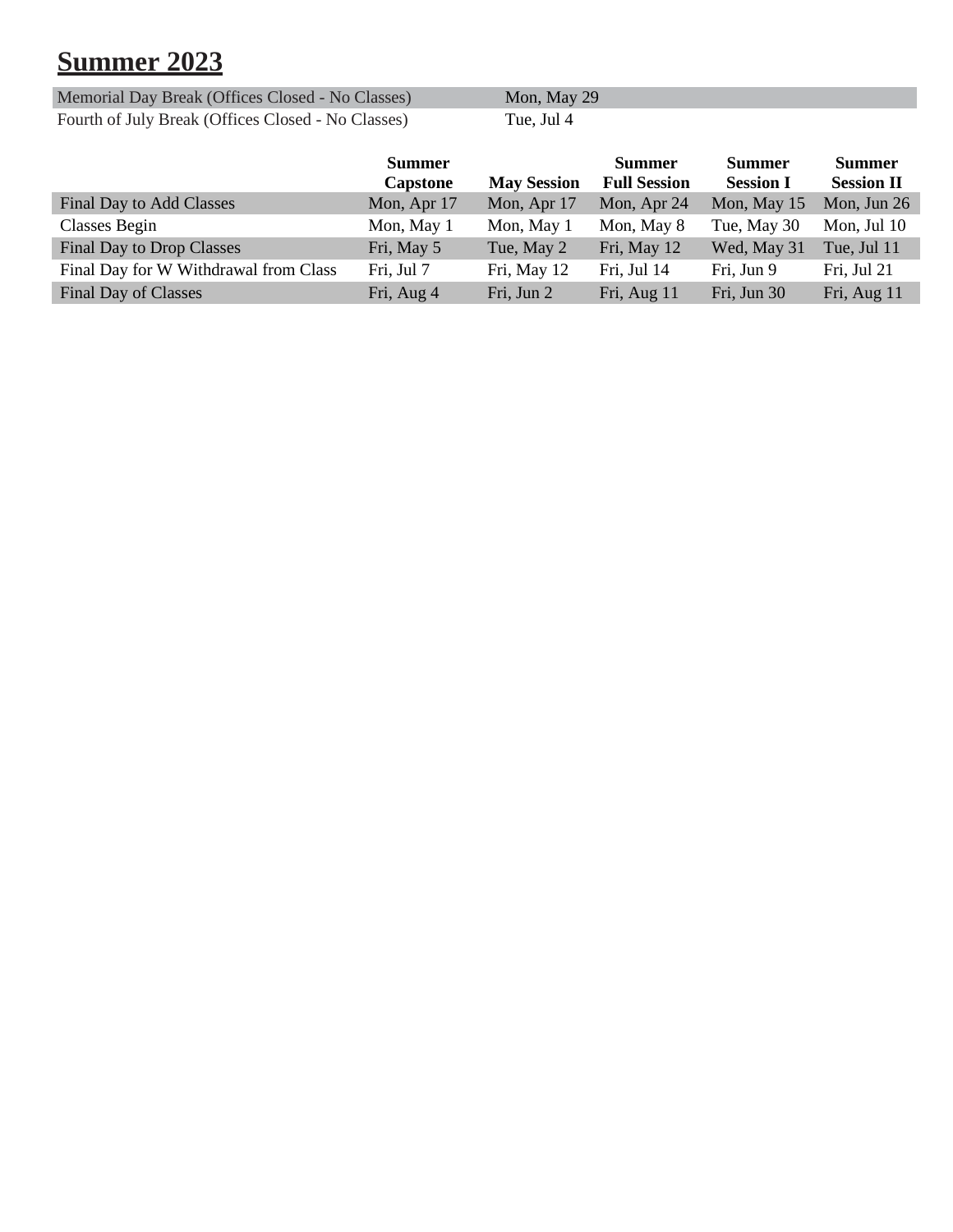# Summer 2023

| | |
|---|---|
| Memorial Day Break (Offices Closed - No Classes) | Mon, May 29 |
| Fourth of July Break (Offices Closed - No Classes) | Tue, Jul 4 |

| | Summer Capstone | May Session | Summer Full Session | Summer Session I | Summer Session II |
|---|---|---|---|---|---|
| Final Day to Add Classes | Mon, Apr 17 | Mon, Apr 17 | Mon, Apr 24 | Mon, May 15 | Mon, Jun 26 |
| Classes Begin | Mon, May 1 | Mon, May 1 | Mon, May 8 | Tue, May 30 | Mon, Jul 10 |
| Final Day to Drop Classes | Fri, May 5 | Tue, May 2 | Fri, May 12 | Wed, May 31 | Tue, Jul 11 |
| Final Day for W Withdrawal from Class | Fri, Jul 7 | Fri, May 12 | Fri, Jul 14 | Fri, Jun 9 | Fri, Jul 21 |
| Final Day of Classes | Fri, Aug 4 | Fri, Jun 2 | Fri, Aug 11 | Fri, Jun 30 | Fri, Aug 11 |